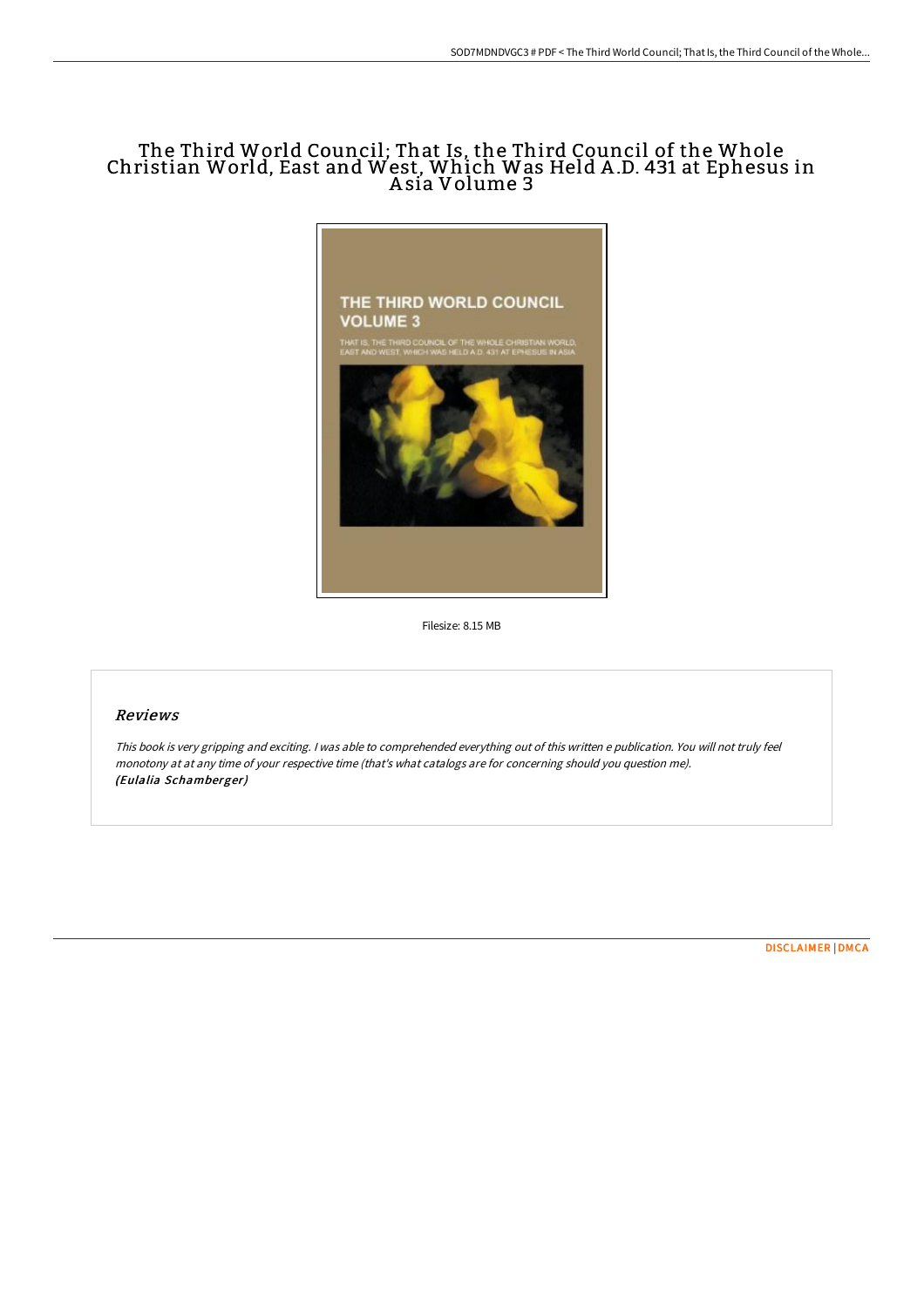# The Third World Council; That Is, the Third Council of the Whole Christian World, East and West, Which Was Held A.D. 431 at Ephesus in Asia Volume 3

Filesize: 8.15 MB

## Reviews

*This book is very gripping and exciting. I was able to comprehended everything out of this written e publication. You will not truly feel monotony at at any time of your respective time (that's what catalogs are for concerning should you question me).*
***(Eulalia Schamberger)***

DISCLAIMER | DMCA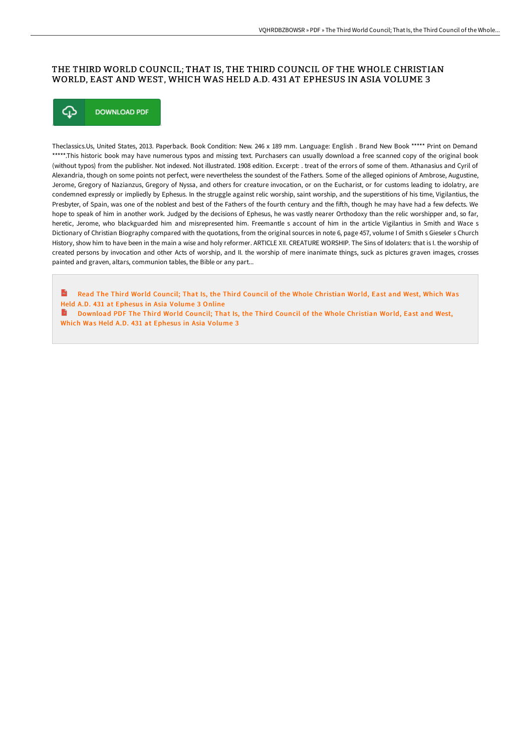# THE THIRD WORLD COUNCIL; THAT IS, THE THIRD COUNCIL OF THE WHOLE CHRISTIAN WORLD, EAST AND WEST, WHICH WAS HELD A.D. 431 AT EPHESUS IN ASIA VOLUME 3

DOWNLOAD PDF

Theclassics.Us, United States, 2013. Paperback. Book Condition: New. 246 x 189 mm. Language: English . Brand New Book ***** Print on Demand *****.This historic book may have numerous typos and missing text. Purchasers can usually download a free scanned copy of the original book (without typos) from the publisher. Not indexed. Not illustrated. 1908 edition. Excerpt: . treat of the errors of some of them. Athanasius and Cyril of Alexandria, though on some points not perfect, were nevertheless the soundest of the Fathers. Some of the alleged opinions of Ambrose, Augustine, Jerome, Gregory of Nazianzus, Gregory of Nyssa, and others for creature invocation, or on the Eucharist, or for customs leading to idolatry, are condemned expressly or impliedly by Ephesus. In the struggle against relic worship, saint worship, and the superstitions of his time, Vigilantius, the Presbyter, of Spain, was one of the noblest and best of the Fathers of the fourth century and the fifth, though he may have had a few defects. We hope to speak of him in another work. Judged by the decisions of Ephesus, he was vastly nearer Orthodoxy than the relic worshipper and, so far, heretic, Jerome, who blackguarded him and misrepresented him. Freemantle s account of him in the article Vigilantius in Smith and Wace s Dictionary of Christian Biography compared with the quotations, from the original sources in note 6, page 457, volume I of Smith s Gieseler s Church History, show him to have been in the main a wise and holy reformer. ARTICLE XII. CREATURE WORSHIP. The Sins of Idolaters: that is I. the worship of created persons by invocation and other Acts of worship, and II. the worship of mere inanimate things, suck as pictures graven images, crosses painted and graven, altars, communion tables, the Bible or any part...

Read The Third World Council; That Is, the Third Council of the Whole Christian World, East and West, Which Was Held A.D. 431 at Ephesus in Asia Volume 3 Online

Download PDF The Third World Council; That Is, the Third Council of the Whole Christian World, East and West, Which Was Held A.D. 431 at Ephesus in Asia Volume 3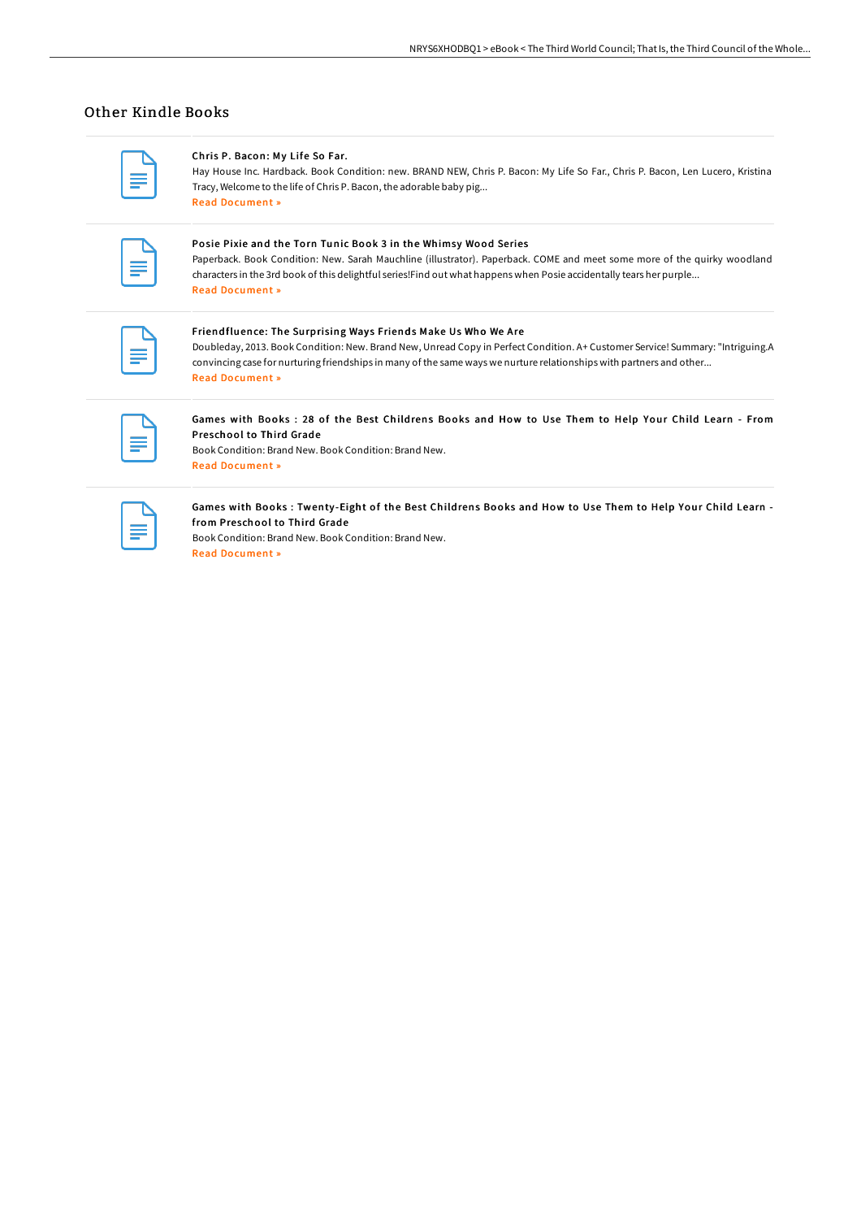## Other Kindle Books

### Chris P. Bacon: My Life So Far.

Hay House Inc. Hardback. Book Condition: new. BRAND NEW, Chris P. Bacon: My Life So Far., Chris P. Bacon, Len Lucero, Kristina Tracy, Welcome to the life of Chris P. Bacon, the adorable baby pig...

Read Document »

### Posie Pixie and the Torn Tunic Book 3 in the Whimsy Wood Series

Paperback. Book Condition: New. Sarah Mauchline (illustrator). Paperback. COME and meet some more of the quirky woodland characters in the 3rd book of this delightful series!Find out what happens when Posie accidentally tears her purple...

Read Document »

### Friendfluence: The Surprising Ways Friends Make Us Who We Are

Doubleday, 2013. Book Condition: New. Brand New, Unread Copy in Perfect Condition. A+ Customer Service! Summary: "Intriguing.A convincing case for nurturing friendships in many of the same ways we nurture relationships with partners and other...

Read Document »

### Games with Books : 28 of the Best Childrens Books and How to Use Them to Help Your Child Learn - From Preschool to Third Grade

Book Condition: Brand New. Book Condition: Brand New.

Read Document »

### Games with Books : Twenty-Eight of the Best Childrens Books and How to Use Them to Help Your Child Learn - from Preschool to Third Grade

Book Condition: Brand New. Book Condition: Brand New.

Read Document »